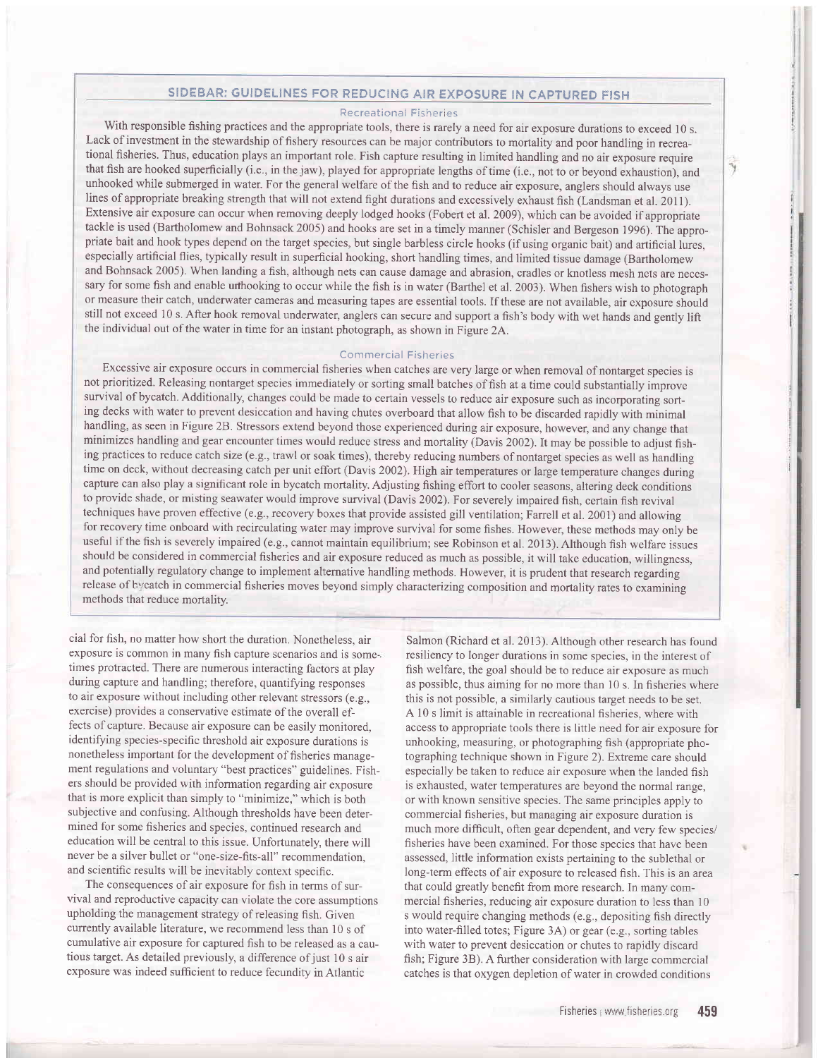## SIDEBAR: GUIDELINES FOR REDUCING AIR EXPOSURE IN CAPTURED FISH

### Recreational Fisheries

With responsible fishing practices and the appropriate tools, there is rarely a need for air exposure durations to exceed 10 s. Lack of investment in the stewardship of fishery resources can be major contributors to mortality and poor handling in recreational fisheries. Thus, education plays an important role. Fish capture resulting in limited handling and no air exposure require that fish are hooked superficially (i.e., in the jaw), played for appropriate lengths of time (i.e., not to or beyond exhaustion), and unhooked while submerged in water. For the general welfare of the fish and to reduce air exposure, anglers should always use lines of appropriate breaking strength that will not extend fight durations and excessively exhaust fish (Landsman et al. 2011). Extensive air exposure can occur when removing deeply lodged hooks (Fobert et al. 2009), which can be avoided if appropriate tackle is used (Bartholomew and Bohnsack 2005) and hooks are set in a timely manner (Schisler and Bergeson 1996). The appropriate bait and hook types depend on the target species, but single barbless circle hooks (if using organic bait) and artificial lures, especially artificial flies, typically result in superficial hooking, short handling times, and limited tissue damage (Bartholomew and Bohnsack 2005). When landing a fish, although nets can cause damage and abrasion, cradles or knotless mesh nets are necessary for some fish and enable unhooking to occur while the fish is in water (Barthel et al. 2003). When fishers wish to photograph or measure their catch, underwater cameras and measuring tapes are essential tools. If these are not available, air exposure should still not exceed 10 s. After hook removal underwater, anglers can secure and support a fish's body with wet hands and gently lift the individual out of the water in time for an instant photograph, as shown in Figure 2A.

### Commercial Fisheries

Excessive air exposure occurs in commercial fisheries when catches are very large or when removal of nontarget species is not prioritized. Releasing nontarget species immediately or sorting small batches of fish at a time could substantially improve survival of bycatch. Additionally, changes could be made to certain vessels to reduce air exposure such as incorporating sorting decks with water to prevent desiccation and having chutes overboard that allow fish to be discarded rapidly with minimal handling, as seen in Figure 2B. Stressors extend beyond those experienced during air exposure, however, and any change that minimizes handling and gear encounter times would reduce stress and mortality (Davis 2002). It may be possible to adjust fishing practices to reduce catch size (e.g., trawl or soak times), thereby reducing numbers of nontarget species as well as handling time on deck, without decreasing catch per unit effort (Davis 2002). High air temperatures or large temperature changes during capture can also play a significant role in bycatch mortality. Adjusting fishing effort to cooler seasons, altering deck conditions to provide shade, or misting seawater would improve survival (Davis 2002). For severely impaired fish, certain fish revival techniques have proven effective (e.g., recovery boxes that provide assisted gill ventilation; Farrell et al. 2001) and allowing for recovery time onboard with recirculating water may improve survival for some fishes. However, these methods may only be useful if the fish is severely impaired (e.g., cannot maintain equilibrium; see Robinson et al. 2013). Although fish welfare issues should be considered in commercial fisheries and air exposure reduced as much as possible, it will take education, willingness, and potentially regulatory change to implement alternative handling methods. However, it is prudent that research regarding release of bycatch in commercial fisheries moves beyond simply characterizing composition and mortality rates to examining methods that reduce mortality.

---

cial for fish, no matter how short the duration. Nonetheless, air exposure is common in many fish capture scenarios and is sometimes protracted. There are numerous interacting factors at play during capture and handling; therefore, quantifying responses to air exposure without including other relevant stressors (e.g., exercise) provides a conservative estimate of the overall effects of capture. Because air exposure can be easily monitored, identifying species-specific threshold air exposure durations is nonetheless important for the development of fisheries management regulations and voluntary "best practices" guidelines. Fishers should be provided with information regarding air exposure that is more explicit than simply to "minimize," which is both subjective and confusing. Although thresholds have been determined for some fisheries and species, continued research and education will be central to this issue. Unfortunately, there will never be a silver bullet or "one-size-fits-all" recommendation, and scientific results will be inevitably context specific.

The consequences of air exposure for fish in terms of survival and reproductive capacity can violate the core assumptions upholding the management strategy of releasing fish. Given currently available literature, we recommend less than 10 s of cumulative air exposure for captured fish to be released as a cautious target. As detailed previously, a difference of just 10 s air exposure was indeed sufficient to reduce fecundity in Atlantic Salmon (Richard et al. 2013). Although other research has found resiliency to longer durations in some species, in the interest of fish welfare, the goal should be to reduce air exposure as much as possible, thus aiming for no more than 10 s. In fisheries where this is not possible, a similarly cautious target needs to be set. A 10 s limit is attainable in recreational fisheries, where with access to appropriate tools there is little need for air exposure for unhooking, measuring, or photographing fish (appropriate photographing technique shown in Figure 2). Extreme care should especially be taken to reduce air exposure when the landed fish is exhausted, water temperatures are beyond the normal range, or with known sensitive species. The same principles apply to commercial fisheries, but managing air exposure duration is much more difficult, often gear dependent, and very few species/fisheries have been examined. For those species that have been assessed, little information exists pertaining to the sublethal or long-term effects of air exposure to released fish. This is an area that could greatly benefit from more research. In many commercial fisheries, reducing air exposure duration to less than 10 s would require changing methods (e.g., depositing fish directly into water-filled totes; Figure 3A) or gear (e.g., sorting tables with water to prevent desiccation or chutes to rapidly discard fish; Figure 3B). A further consideration with large commercial catches is that oxygen depletion of water in crowded conditions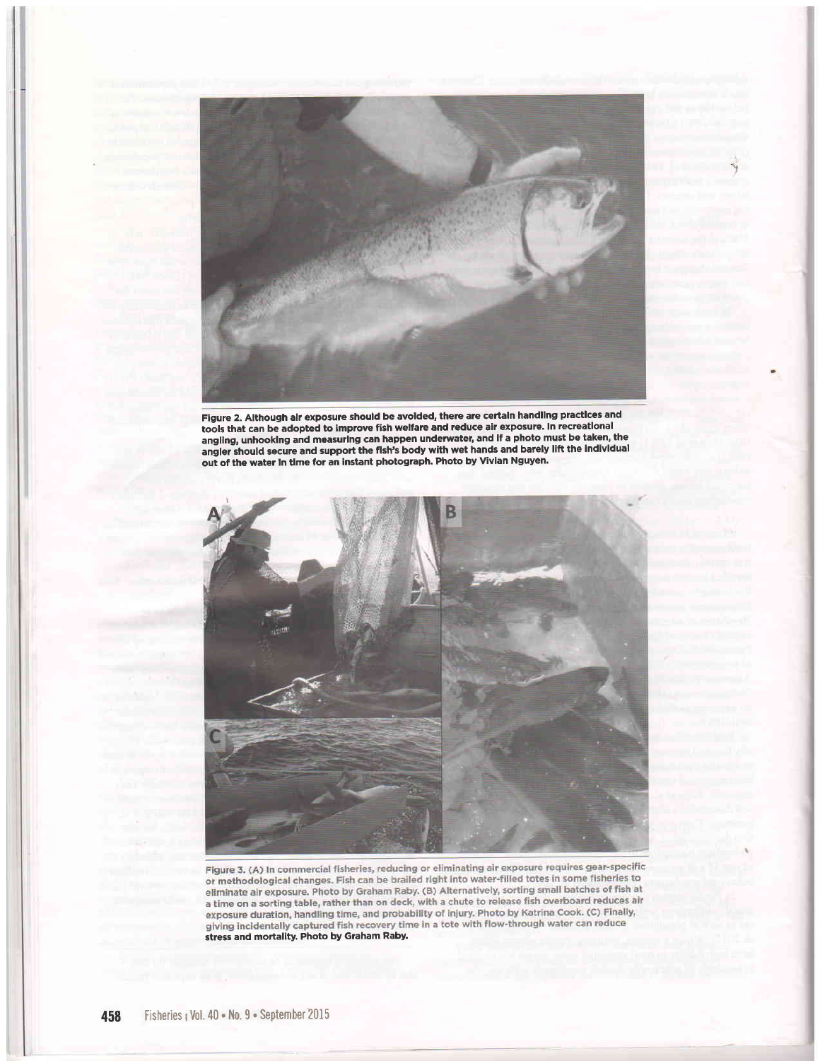Figure 2. Although air exposure should be avoided, there are certain handling practices and tools that can be adopted to improve fish welfare and reduce air exposure. In recreational angling, unhooking and measuring can happen underwater, and if a photo must be taken, the angler should secure and support the fish's body with wet hands and barely lift the individual out of the water in time for an instant photograph. Photo by Vivian Nguyen.

Figure 3. (A) In commercial fisheries, reducing or eliminating air exposure requires gear-specific or methodological changes. Fish can be brailed right into water-filled totes in some fisheries to eliminate air exposure. Photo by Graham Raby. (B) Alternatively, sorting small batches of fish at a time on a sorting table, rather than on deck, with a chute to release fish overboard reduces air exposure duration, handling time, and probability of injury. Photo by Katrina Cook. (C) Finally, giving incidentally captured fish recovery time in a tote with flow-through water can reduce stress and mortality. Photo by Graham Raby.